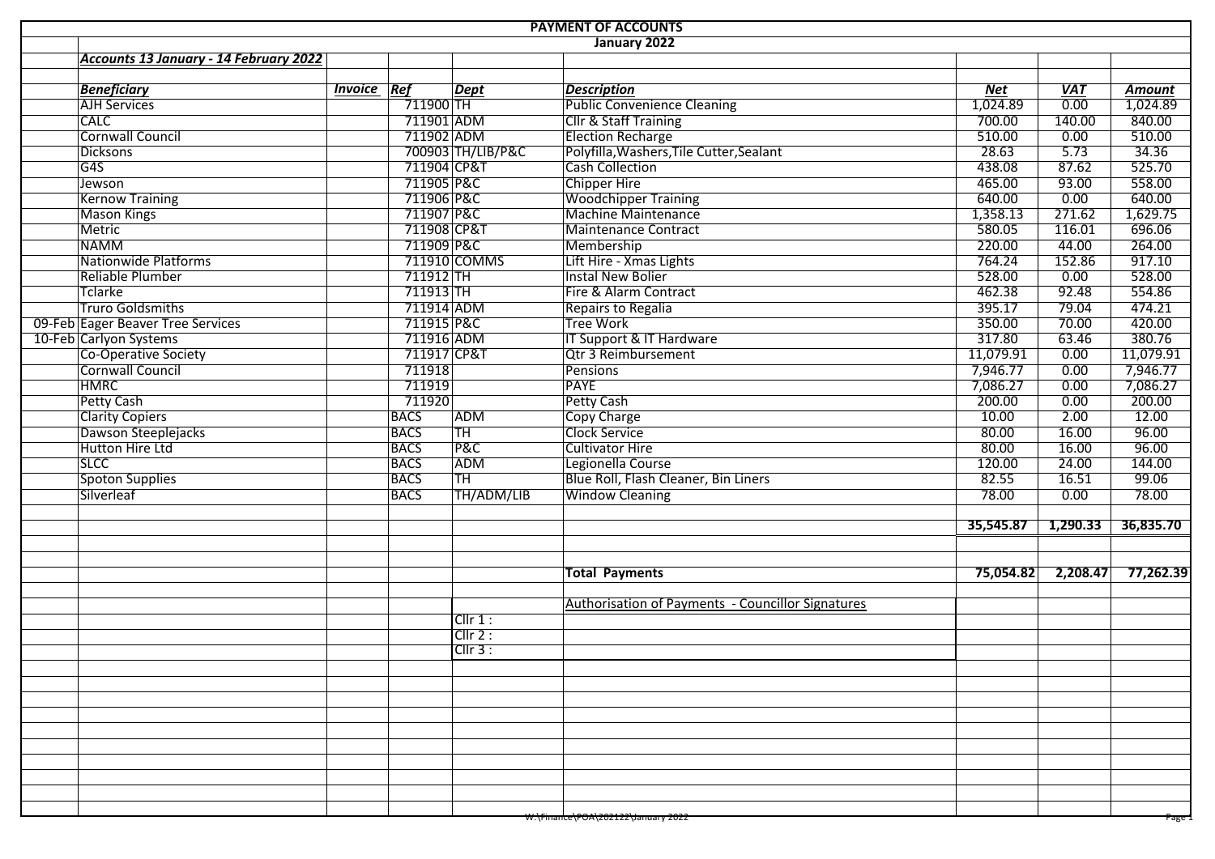# PAYMENT OF ACCOUNTS

## January 2022

***Accounts 13 January - 14 February 2022***

| | ***Beneficiary*** | ***Invoice*** | ***Ref*** | ***Dept*** | ***Description*** | ***Net*** | ***VAT*** | ***Amount*** |
|---|---|---|---|---|---|---|---|---|
| | AJH Services | | 711900 | TH | Public Convenience Cleaning | 1,024.89 | 0.00 | 1,024.89 |
| | CALC | | 711901 | ADM | Cllr & Staff Training | 700.00 | 140.00 | 840.00 |
| | Cornwall Council | | 711902 | ADM | Election Recharge | 510.00 | 0.00 | 510.00 |
| | Dicksons | | 700903 | TH/LIB/P&C | Polyfilla,Washers,Tile Cutter,Sealant | 28.63 | 5.73 | 34.36 |
| | G4S | | 711904 | CP&T | Cash Collection | 438.08 | 87.62 | 525.70 |
| | Jewson | | 711905 | P&C | Chipper Hire | 465.00 | 93.00 | 558.00 |
| | Kernow Training | | 711906 | P&C | Woodchipper Training | 640.00 | 0.00 | 640.00 |
| | Mason Kings | | 711907 | P&C | Machine Maintenance | 1,358.13 | 271.62 | 1,629.75 |
| | Metric | | 711908 | CP&T | Maintenance Contract | 580.05 | 116.01 | 696.06 |
| | NAMM | | 711909 | P&C | Membership | 220.00 | 44.00 | 264.00 |
| | Nationwide Platforms | | 711910 | COMMS | Lift Hire - Xmas Lights | 764.24 | 152.86 | 917.10 |
| | Reliable Plumber | | 711912 | TH | Instal New Bolier | 528.00 | 0.00 | 528.00 |
| | Tclarke | | 711913 | TH | Fire & Alarm Contract | 462.38 | 92.48 | 554.86 |
| | Truro Goldsmiths | | 711914 | ADM | Repairs to Regalia | 395.17 | 79.04 | 474.21 |
| 09-Feb | Eager Beaver Tree Services | | 711915 | P&C | Tree Work | 350.00 | 70.00 | 420.00 |
| 10-Feb | Carlyon Systems | | 711916 | ADM | IT Support & IT Hardware | 317.80 | 63.46 | 380.76 |
| | Co-Operative Society | | 711917 | CP&T | Qtr 3 Reimbursement | 11,079.91 | 0.00 | 11,079.91 |
| | Cornwall Council | | 711918 | | Pensions | 7,946.77 | 0.00 | 7,946.77 |
| | HMRC | | 711919 | | PAYE | 7,086.27 | 0.00 | 7,086.27 |
| | Petty Cash | | 711920 | | Petty Cash | 200.00 | 0.00 | 200.00 |
| | Clarity Copiers | | BACS | ADM | Copy Charge | 10.00 | 2.00 | 12.00 |
| | Dawson Steeplejacks | | BACS | TH | Clock Service | 80.00 | 16.00 | 96.00 |
| | Hutton Hire Ltd | | BACS | P&C | Cultivator Hire | 80.00 | 16.00 | 96.00 |
| | SLCC | | BACS | ADM | Legionella Course | 120.00 | 24.00 | 144.00 |
| | Spoton Supplies | | BACS | TH | Blue Roll, Flash Cleaner, Bin Liners | 82.55 | 16.51 | 99.06 |
| | Silverleaf | | BACS | TH/ADM/LIB | Window Cleaning | 78.00 | 0.00 | 78.00 |
| | | | | | | **35,545.87** | **1,290.33** | **36,835.70** |
| | | | | | **Total Payments** | **75,054.82** | **2,208.47** | **77,262.39** |

Authorisation of Payments - Councillor Signatures

Cllr 1 :

Cllr 2 :

Cllr 3 :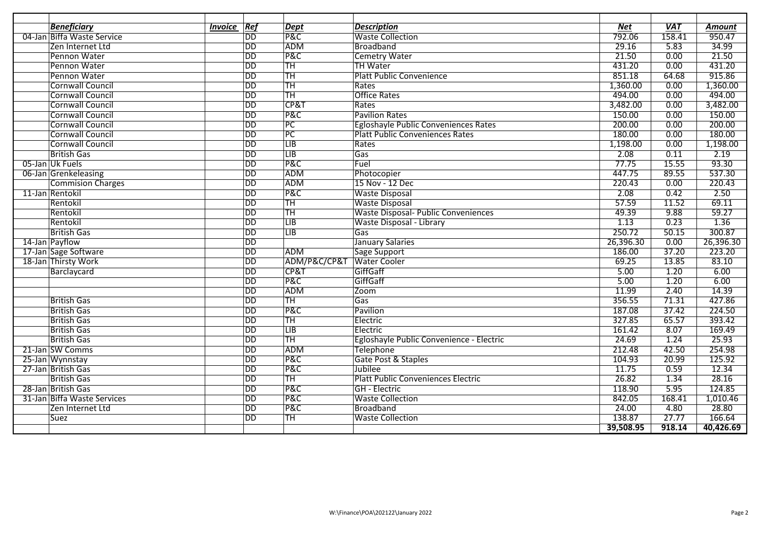| | Beneficiary | Invoice | Ref | Dept | Description | Net | VAT | Amount |
|---|---|---|---|---|---|---|---|---|
| 04-Jan | Biffa Waste Service | | DD | P&C | Waste Collection | 792.06 | 158.41 | 950.47 |
| | Zen Internet Ltd | | DD | ADM | Broadband | 29.16 | 5.83 | 34.99 |
| | Pennon Water | | DD | P&C | Cemetry Water | 21.50 | 0.00 | 21.50 |
| | Pennon Water | | DD | TH | TH Water | 431.20 | 0.00 | 431.20 |
| | Pennon Water | | DD | TH | Platt Public Convenience | 851.18 | 64.68 | 915.86 |
| | Cornwall Council | | DD | TH | Rates | 1,360.00 | 0.00 | 1,360.00 |
| | Cornwall Council | | DD | TH | Office Rates | 494.00 | 0.00 | 494.00 |
| | Cornwall Council | | DD | CP&T | Rates | 3,482.00 | 0.00 | 3,482.00 |
| | Cornwall Council | | DD | P&C | Pavilion Rates | 150.00 | 0.00 | 150.00 |
| | Cornwall Council | | DD | PC | Egloshayle Public Conveniences Rates | 200.00 | 0.00 | 200.00 |
| | Cornwall Council | | DD | PC | Platt Public Conveniences Rates | 180.00 | 0.00 | 180.00 |
| | Cornwall Council | | DD | LIB | Rates | 1,198.00 | 0.00 | 1,198.00 |
| | British Gas | | DD | LIB | Gas | 2.08 | 0.11 | 2.19 |
| 05-Jan | Uk Fuels | | DD | P&C | Fuel | 77.75 | 15.55 | 93.30 |
| 06-Jan | Grenkeleasing | | DD | ADM | Photocopier | 447.75 | 89.55 | 537.30 |
| | Commision Charges | | DD | ADM | 15 Nov - 12 Dec | 220.43 | 0.00 | 220.43 |
| 11-Jan | Rentokil | | DD | P&C | Waste Disposal | 2.08 | 0.42 | 2.50 |
| | Rentokil | | DD | TH | Waste Disposal | 57.59 | 11.52 | 69.11 |
| | Rentokil | | DD | TH | Waste Disposal- Public Conveniences | 49.39 | 9.88 | 59.27 |
| | Rentokil | | DD | LIB | Waste Disposal - Library | 1.13 | 0.23 | 1.36 |
| | British Gas | | DD | LIB | Gas | 250.72 | 50.15 | 300.87 |
| 14-Jan | Payflow | | DD | | January Salaries | 26,396.30 | 0.00 | 26,396.30 |
| 17-Jan | Sage Software | | DD | ADM | Sage Support | 186.00 | 37.20 | 223.20 |
| 18-Jan | Thirsty Work | | DD | ADM/P&C/CP&T | Water Cooler | 69.25 | 13.85 | 83.10 |
| | Barclaycard | | DD | CP&T | GiffGaff | 5.00 | 1.20 | 6.00 |
| | | | DD | P&C | GiffGaff | 5.00 | 1.20 | 6.00 |
| | | | DD | ADM | Zoom | 11.99 | 2.40 | 14.39 |
| | British Gas | | DD | TH | Gas | 356.55 | 71.31 | 427.86 |
| | British Gas | | DD | P&C | Pavilion | 187.08 | 37.42 | 224.50 |
| | British Gas | | DD | TH | Electric | 327.85 | 65.57 | 393.42 |
| | British Gas | | DD | LIB | Electric | 161.42 | 8.07 | 169.49 |
| | British Gas | | DD | TH | Egloshayle Public Convenience - Electric | 24.69 | 1.24 | 25.93 |
| 21-Jan | SW Comms | | DD | ADM | Telephone | 212.48 | 42.50 | 254.98 |
| 25-Jan | Wynnstay | | DD | P&C | Gate Post & Staples | 104.93 | 20.99 | 125.92 |
| 27-Jan | British Gas | | DD | P&C | Jubilee | 11.75 | 0.59 | 12.34 |
| | British Gas | | DD | TH | Platt Public Conveniences Electric | 26.82 | 1.34 | 28.16 |
| 28-Jan | British Gas | | DD | P&C | GH - Electric | 118.90 | 5.95 | 124.85 |
| 31-Jan | Biffa Waste Services | | DD | P&C | Waste Collection | 842.05 | 168.41 | 1,010.46 |
| | Zen Internet Ltd | | DD | P&C | Broadband | 24.00 | 4.80 | 28.80 |
| | Suez | | DD | TH | Waste Collection | 138.87 | 27.77 | 166.64 |
| | | | | | | **39,508.95** | **918.14** | **40,426.69** |

W:\Finance\POA\202122\January 2022